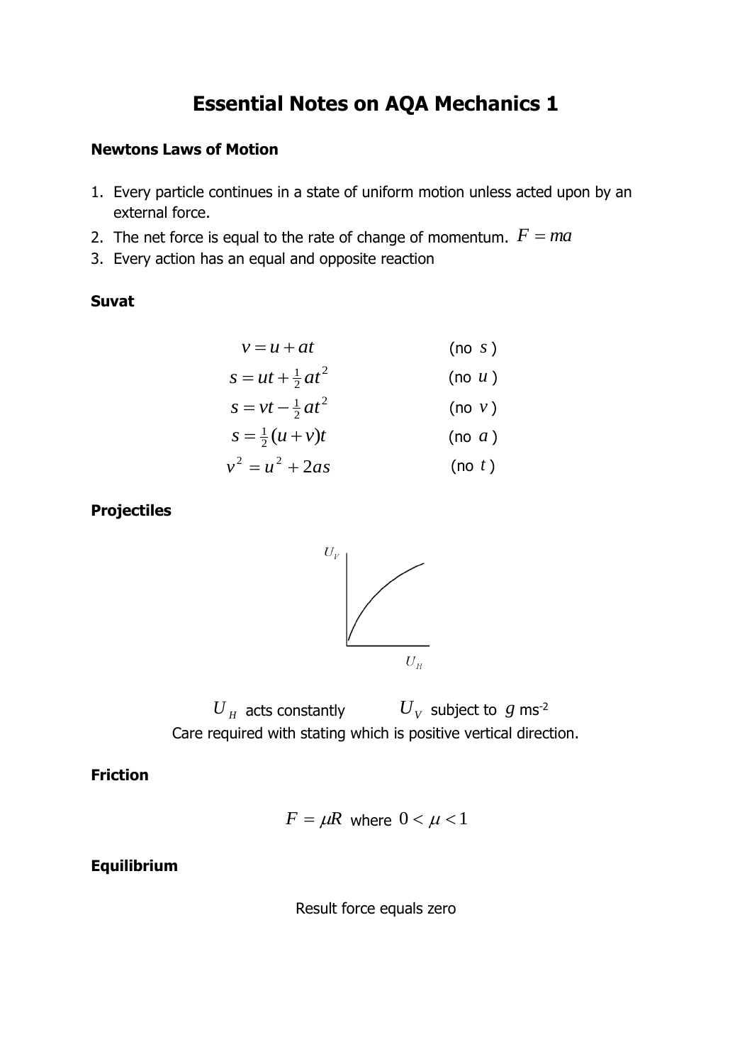# Essential Notes on AQA Mechanics 1

**Newtons Laws of Motion**

1. Every particle continues in a state of uniform motion unless acted upon by an external force.
2. The net force is equal to the rate of change of momentum. $F = ma$
3. Every action has an equal and opposite reaction

**Suvat**

| | |
|---|---|
| $v = u + at$ | (no $s$) |
| $s = ut + \frac{1}{2}at^2$ | (no $u$) |
| $s = vt - \frac{1}{2}at^2$ | (no $v$) |
| $s = \frac{1}{2}(u+v)t$ | (no $a$) |
| $v^2 = u^2 + 2as$ | (no $t$) |

**Projectiles**

$U_H$ acts constantly $\quad$ $U_V$ subject to $g$ ms$^{-2}$

Care required with stating which is positive vertical direction.

**Friction**

$$F = \mu R \text{ where } 0 < \mu < 1$$

**Equilibrium**

Result force equals zero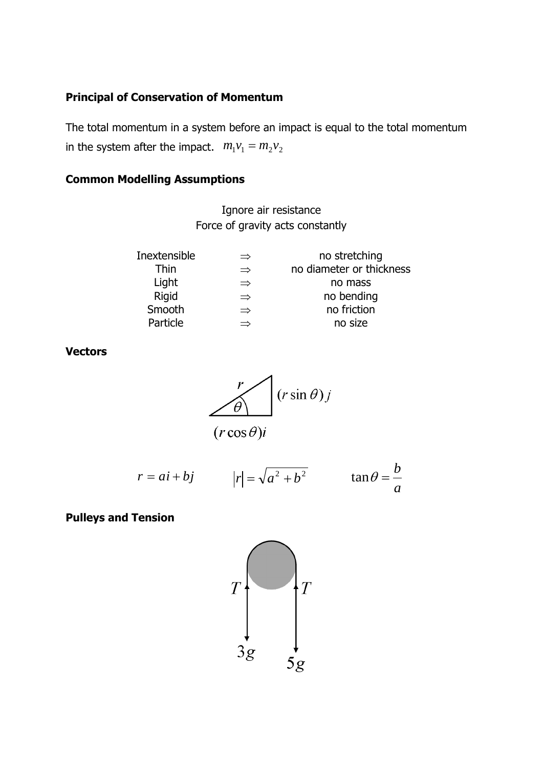**Principal of Conservation of Momentum**

The total momentum in a system before an impact is equal to the total momentum in the system after the impact. $m_1 v_1 = m_2 v_2$

**Common Modelling Assumptions**

Ignore air resistance
Force of gravity acts constantly

| | | |
|---|---|---|
| Inextensible | $\Rightarrow$ | no stretching |
| Thin | $\Rightarrow$ | no diameter or thickness |
| Light | $\Rightarrow$ | no mass |
| Rigid | $\Rightarrow$ | no bending |
| Smooth | $\Rightarrow$ | no friction |
| Particle | $\Rightarrow$ | no size |

**Vectors**

$r$

$\theta$

$(r\sin\theta)\,j$

$(r\cos\theta)i$

$$r = ai + bj \qquad |r| = \sqrt{a^2 + b^2} \qquad \tan\theta = \frac{b}{a}$$

**Pulleys and Tension**

$T$ $T$

$3g$ $5g$